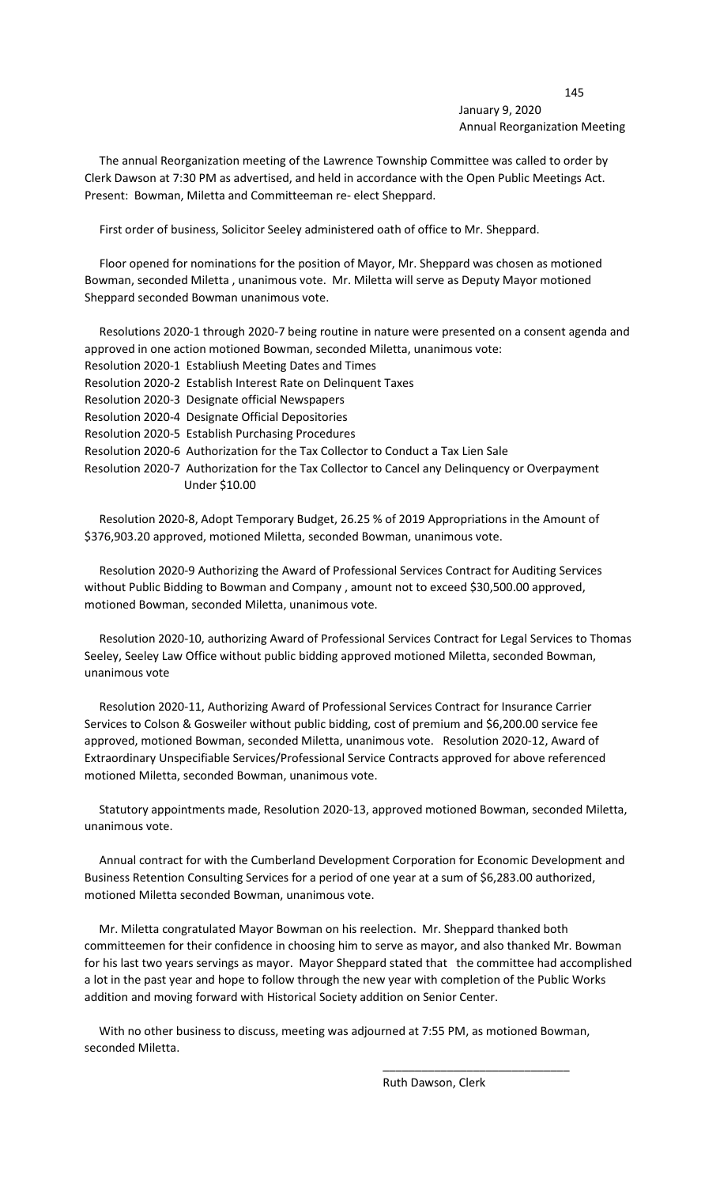January 9, 2020
Annual Reorganization Meeting

The annual Reorganization meeting of the Lawrence Township Committee was called to order by Clerk Dawson at 7:30 PM as advertised, and held in accordance with the Open Public Meetings Act. Present: Bowman, Miletta and Committeeman re- elect Sheppard.

First order of business, Solicitor Seeley administered oath of office to Mr. Sheppard.

Floor opened for nominations for the position of Mayor, Mr. Sheppard was chosen as motioned Bowman, seconded Miletta , unanimous vote. Mr. Miletta will serve as Deputy Mayor motioned Sheppard seconded Bowman unanimous vote.

Resolutions 2020-1 through 2020-7 being routine in nature were presented on a consent agenda and approved in one action motioned Bowman, seconded Miletta, unanimous vote:

Resolution 2020-1 Establiush Meeting Dates and Times
Resolution 2020-2 Establish Interest Rate on Delinquent Taxes
Resolution 2020-3 Designate official Newspapers
Resolution 2020-4 Designate Official Depositories
Resolution 2020-5 Establish Purchasing Procedures
Resolution 2020-6 Authorization for the Tax Collector to Conduct a Tax Lien Sale
Resolution 2020-7 Authorization for the Tax Collector to Cancel any Delinquency or Overpayment Under $10.00

Resolution 2020-8, Adopt Temporary Budget, 26.25 % of 2019 Appropriations in the Amount of $376,903.20 approved, motioned Miletta, seconded Bowman, unanimous vote.

Resolution 2020-9 Authorizing the Award of Professional Services Contract for Auditing Services without Public Bidding to Bowman and Company , amount not to exceed $30,500.00 approved, motioned Bowman, seconded Miletta, unanimous vote.

Resolution 2020-10, authorizing Award of Professional Services Contract for Legal Services to Thomas Seeley, Seeley Law Office without public bidding approved motioned Miletta, seconded Bowman, unanimous vote

Resolution 2020-11, Authorizing Award of Professional Services Contract for Insurance Carrier Services to Colson & Gosweiler without public bidding, cost of premium and $6,200.00 service fee approved, motioned Bowman, seconded Miletta, unanimous vote. Resolution 2020-12, Award of Extraordinary Unspecifiable Services/Professional Service Contracts approved for above referenced motioned Miletta, seconded Bowman, unanimous vote.

Statutory appointments made, Resolution 2020-13, approved motioned Bowman, seconded Miletta, unanimous vote.

Annual contract for with the Cumberland Development Corporation for Economic Development and Business Retention Consulting Services for a period of one year at a sum of $6,283.00 authorized, motioned Miletta seconded Bowman, unanimous vote.

Mr. Miletta congratulated Mayor Bowman on his reelection. Mr. Sheppard thanked both committeemen for their confidence in choosing him to serve as mayor, and also thanked Mr. Bowman for his last two years servings as mayor. Mayor Sheppard stated that the committee had accomplished a lot in the past year and hope to follow through the new year with completion of the Public Works addition and moving forward with Historical Society addition on Senior Center.

With no other business to discuss, meeting was adjourned at 7:55 PM, as motioned Bowman, seconded Miletta.

\_\_\_\_\_\_\_\_\_\_\_\_\_\_\_\_\_\_\_\_\_\_\_\_\_\_\_\_\_\_

Ruth Dawson, Clerk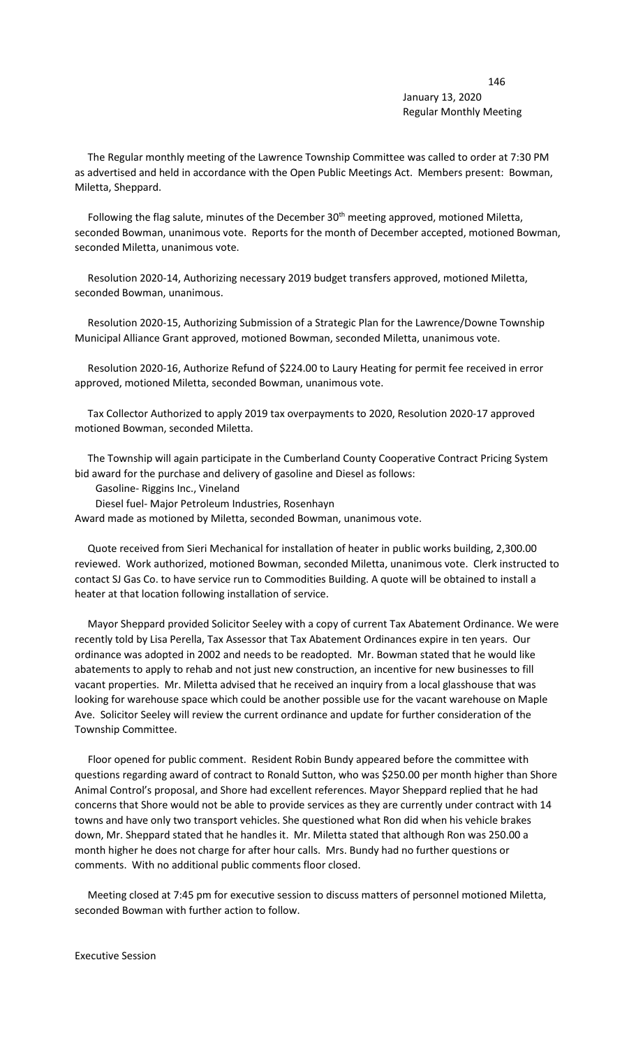January 13, 2020
Regular Monthly Meeting

The Regular monthly meeting of the Lawrence Township Committee was called to order at 7:30 PM as advertised and held in accordance with the Open Public Meetings Act. Members present: Bowman, Miletta, Sheppard.

Following the flag salute, minutes of the December 30th meeting approved, motioned Miletta, seconded Bowman, unanimous vote. Reports for the month of December accepted, motioned Bowman, seconded Miletta, unanimous vote.

Resolution 2020-14, Authorizing necessary 2019 budget transfers approved, motioned Miletta, seconded Bowman, unanimous.

Resolution 2020-15, Authorizing Submission of a Strategic Plan for the Lawrence/Downe Township Municipal Alliance Grant approved, motioned Bowman, seconded Miletta, unanimous vote.

Resolution 2020-16, Authorize Refund of $224.00 to Laury Heating for permit fee received in error approved, motioned Miletta, seconded Bowman, unanimous vote.

Tax Collector Authorized to apply 2019 tax overpayments to 2020, Resolution 2020-17 approved motioned Bowman, seconded Miletta.

The Township will again participate in the Cumberland County Cooperative Contract Pricing System bid award for the purchase and delivery of gasoline and Diesel as follows:

Gasoline- Riggins Inc., Vineland

Diesel fuel- Major Petroleum Industries, Rosenhayn

Award made as motioned by Miletta, seconded Bowman, unanimous vote.

Quote received from Sieri Mechanical for installation of heater in public works building, 2,300.00 reviewed. Work authorized, motioned Bowman, seconded Miletta, unanimous vote. Clerk instructed to contact SJ Gas Co. to have service run to Commodities Building. A quote will be obtained to install a heater at that location following installation of service.

Mayor Sheppard provided Solicitor Seeley with a copy of current Tax Abatement Ordinance. We were recently told by Lisa Perella, Tax Assessor that Tax Abatement Ordinances expire in ten years. Our ordinance was adopted in 2002 and needs to be readopted. Mr. Bowman stated that he would like abatements to apply to rehab and not just new construction, an incentive for new businesses to fill vacant properties. Mr. Miletta advised that he received an inquiry from a local glasshouse that was looking for warehouse space which could be another possible use for the vacant warehouse on Maple Ave. Solicitor Seeley will review the current ordinance and update for further consideration of the Township Committee.

Floor opened for public comment. Resident Robin Bundy appeared before the committee with questions regarding award of contract to Ronald Sutton, who was $250.00 per month higher than Shore Animal Control's proposal, and Shore had excellent references. Mayor Sheppard replied that he had concerns that Shore would not be able to provide services as they are currently under contract with 14 towns and have only two transport vehicles. She questioned what Ron did when his vehicle brakes down, Mr. Sheppard stated that he handles it. Mr. Miletta stated that although Ron was 250.00 a month higher he does not charge for after hour calls. Mrs. Bundy had no further questions or comments. With no additional public comments floor closed.

Meeting closed at 7:45 pm for executive session to discuss matters of personnel motioned Miletta, seconded Bowman with further action to follow.

Executive Session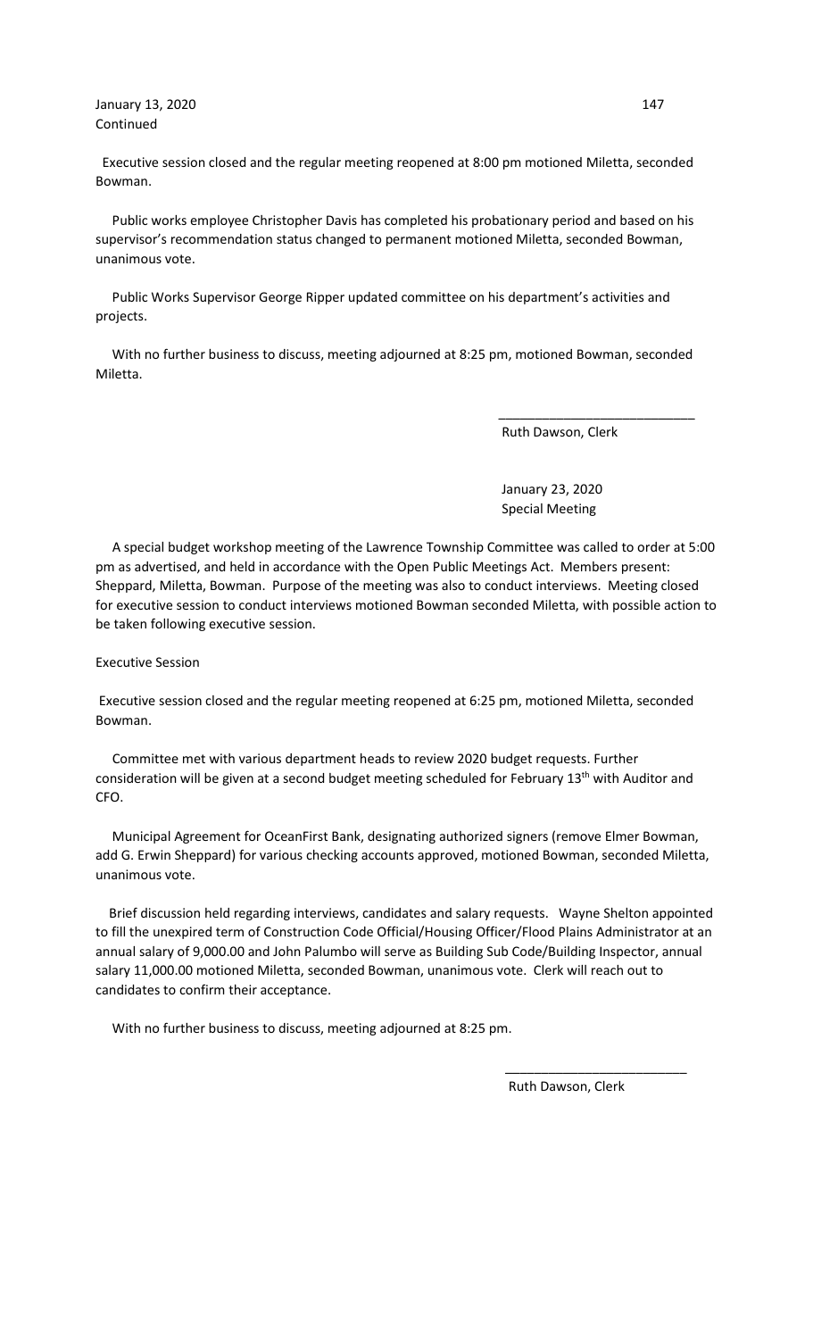January 13, 2020
Continued

Executive session closed and the regular meeting reopened at 8:00 pm motioned Miletta, seconded Bowman.

Public works employee Christopher Davis has completed his probationary period and based on his supervisor's recommendation status changed to permanent motioned Miletta, seconded Bowman, unanimous vote.

Public Works Supervisor George Ripper updated committee on his department's activities and projects.

With no further business to discuss, meeting adjourned at 8:25 pm, motioned Bowman, seconded Miletta.

___________________________
Ruth Dawson, Clerk

January 23, 2020
Special Meeting

A special budget workshop meeting of the Lawrence Township Committee was called to order at 5:00 pm as advertised, and held in accordance with the Open Public Meetings Act. Members present: Sheppard, Miletta, Bowman. Purpose of the meeting was also to conduct interviews. Meeting closed for executive session to conduct interviews motioned Bowman seconded Miletta, with possible action to be taken following executive session.

Executive Session

Executive session closed and the regular meeting reopened at 6:25 pm, motioned Miletta, seconded Bowman.

Committee met with various department heads to review 2020 budget requests. Further consideration will be given at a second budget meeting scheduled for February 13th with Auditor and CFO.

Municipal Agreement for OceanFirst Bank, designating authorized signers (remove Elmer Bowman, add G. Erwin Sheppard) for various checking accounts approved, motioned Bowman, seconded Miletta, unanimous vote.

Brief discussion held regarding interviews, candidates and salary requests. Wayne Shelton appointed to fill the unexpired term of Construction Code Official/Housing Officer/Flood Plains Administrator at an annual salary of 9,000.00 and John Palumbo will serve as Building Sub Code/Building Inspector, annual salary 11,000.00 motioned Miletta, seconded Bowman, unanimous vote. Clerk will reach out to candidates to confirm their acceptance.

With no further business to discuss, meeting adjourned at 8:25 pm.

_________________________
Ruth Dawson, Clerk